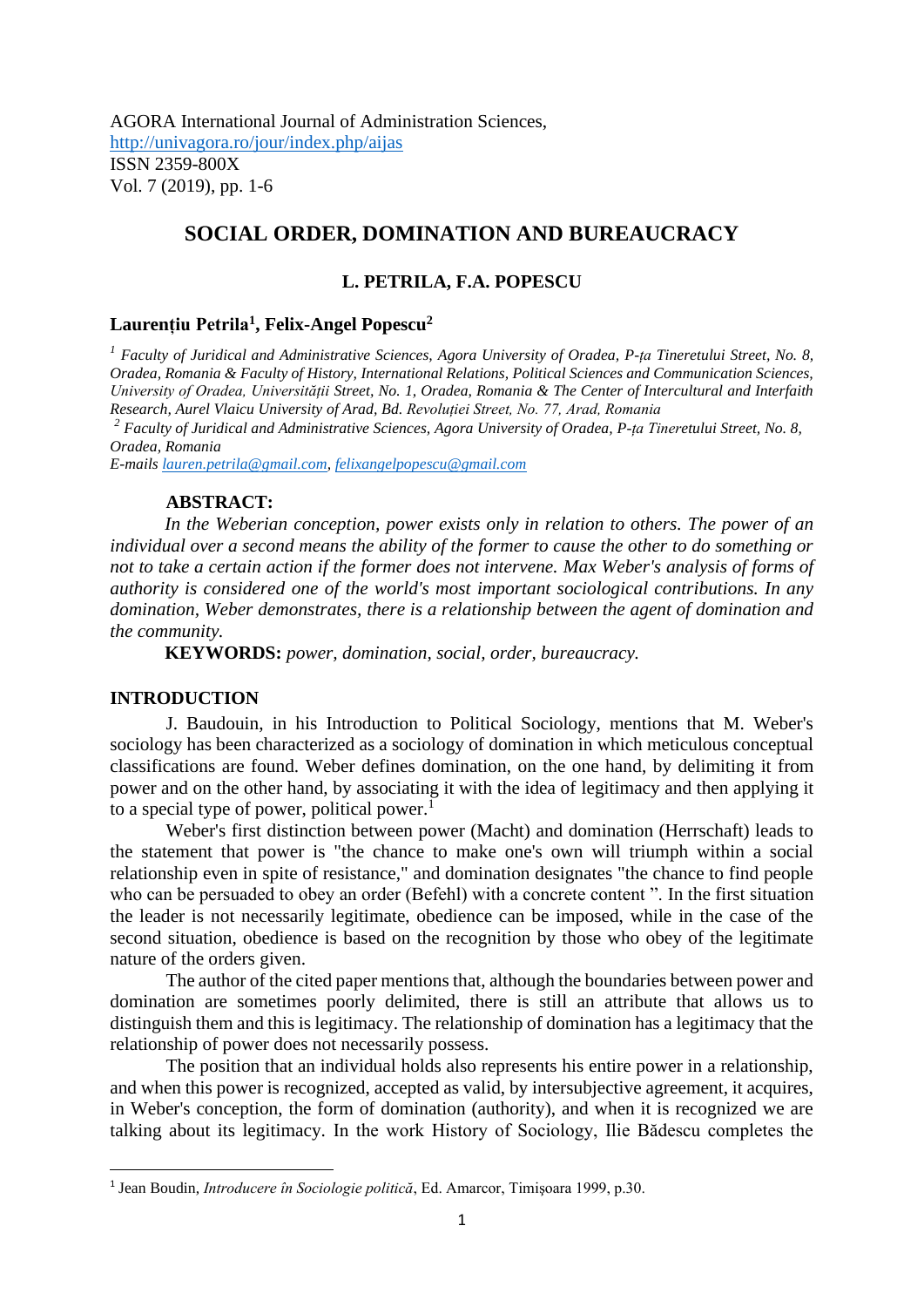AGORA International Journal of Administration Sciences,
http://univagora.ro/jour/index.php/aijas
ISSN 2359-800X
Vol. 7 (2019), pp. 1-6

# SOCIAL ORDER, DOMINATION AND BUREAUCRACY

**L. PETRILA, F.A. POPESCU**

**Laurențiu Petrila[1], Felix-Angel Popescu[2]**

*[1] Faculty of Juridical and Administrative Sciences, Agora University of Oradea, P-ța Tineretului Street, No. 8, Oradea, Romania & Faculty of History, International Relations, Political Sciences and Communication Sciences, University of Oradea, Universității Street, No. 1, Oradea, Romania & The Center of Intercultural and Interfaith Research, Aurel Vlaicu University of Arad, Bd. Revoluției Street, No. 77, Arad, Romania*

*[2] Faculty of Juridical and Administrative Sciences, Agora University of Oradea, P-ța Tineretului Street, No. 8, Oradea, Romania*

*E-mails lauren.petrila@gmail.com, felixangelpopescu@gmail.com*

**ABSTRACT:**

*In the Weberian conception, power exists only in relation to others. The power of an individual over a second means the ability of the former to cause the other to do something or not to take a certain action if the former does not intervene. Max Weber's analysis of forms of authority is considered one of the world's most important sociological contributions. In any domination, Weber demonstrates, there is a relationship between the agent of domination and the community.*

**KEYWORDS:** *power, domination, social, order, bureaucracy.*

## INTRODUCTION

J. Baudouin, in his Introduction to Political Sociology, mentions that M. Weber's sociology has been characterized as a sociology of domination in which meticulous conceptual classifications are found. Weber defines domination, on the one hand, by delimiting it from power and on the other hand, by associating it with the idea of legitimacy and then applying it to a special type of power, political power.[1]

Weber's first distinction between power (Macht) and domination (Herrschaft) leads to the statement that power is "the chance to make one's own will triumph within a social relationship even in spite of resistance," and domination designates "the chance to find people who can be persuaded to obey an order (Befehl) with a concrete content ". In the first situation the leader is not necessarily legitimate, obedience can be imposed, while in the case of the second situation, obedience is based on the recognition by those who obey of the legitimate nature of the orders given.

The author of the cited paper mentions that, although the boundaries between power and domination are sometimes poorly delimited, there is still an attribute that allows us to distinguish them and this is legitimacy. The relationship of domination has a legitimacy that the relationship of power does not necessarily possess.

The position that an individual holds also represents his entire power in a relationship, and when this power is recognized, accepted as valid, by intersubjective agreement, it acquires, in Weber's conception, the form of domination (authority), and when it is recognized we are talking about its legitimacy. In the work History of Sociology, Ilie Bădescu completes the

---

[1] Jean Boudin, *Introducere în Sociologie politică*, Ed. Amarcor, Timişoara 1999, p.30.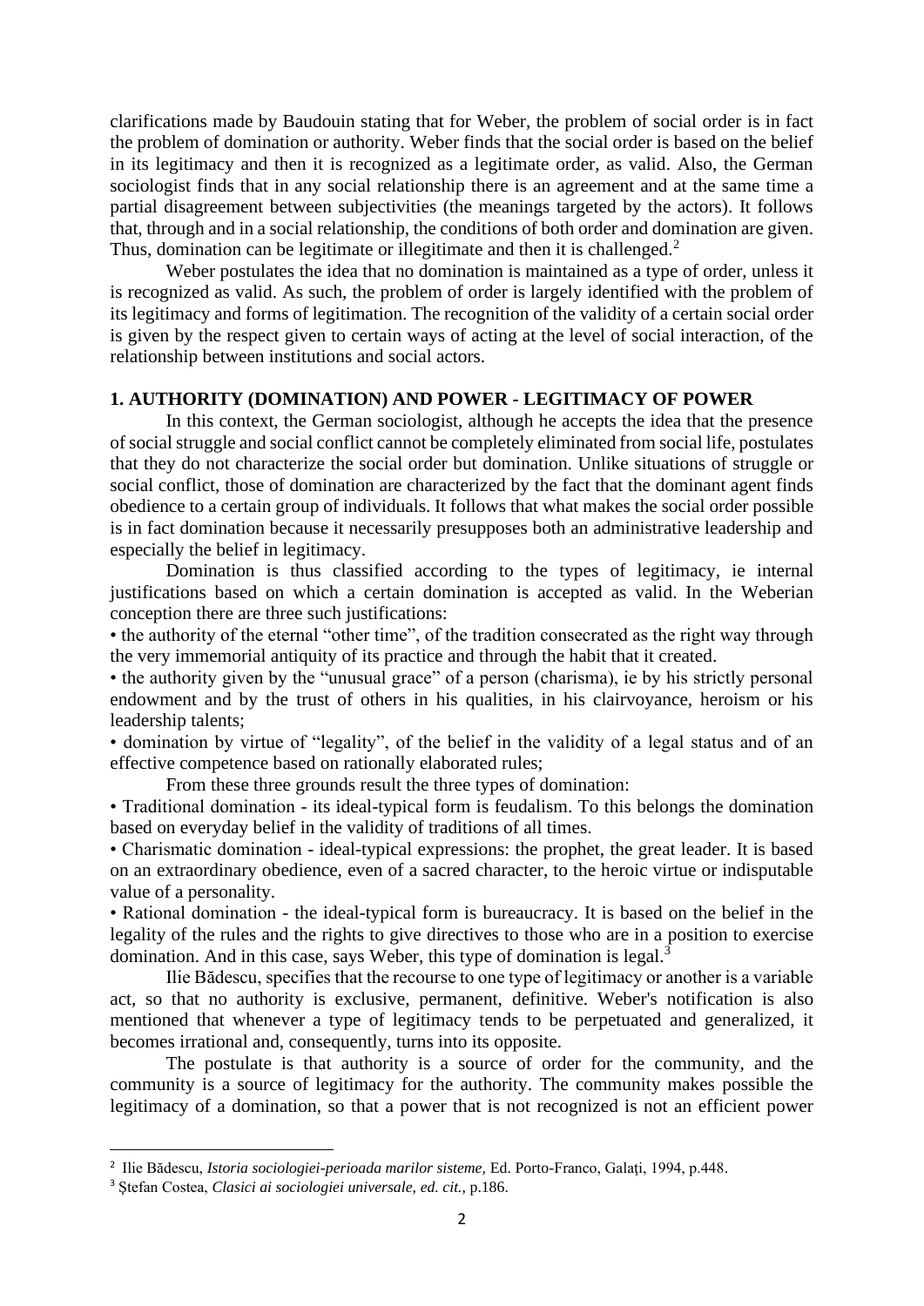clarifications made by Baudouin stating that for Weber, the problem of social order is in fact the problem of domination or authority. Weber finds that the social order is based on the belief in its legitimacy and then it is recognized as a legitimate order, as valid. Also, the German sociologist finds that in any social relationship there is an agreement and at the same time a partial disagreement between subjectivities (the meanings targeted by the actors). It follows that, through and in a social relationship, the conditions of both order and domination are given. Thus, domination can be legitimate or illegitimate and then it is challenged.[2]

Weber postulates the idea that no domination is maintained as a type of order, unless it is recognized as valid. As such, the problem of order is largely identified with the problem of its legitimacy and forms of legitimation. The recognition of the validity of a certain social order is given by the respect given to certain ways of acting at the level of social interaction, of the relationship between institutions and social actors.

## 1. AUTHORITY (DOMINATION) AND POWER - LEGITIMACY OF POWER

In this context, the German sociologist, although he accepts the idea that the presence of social struggle and social conflict cannot be completely eliminated from social life, postulates that they do not characterize the social order but domination. Unlike situations of struggle or social conflict, those of domination are characterized by the fact that the dominant agent finds obedience to a certain group of individuals. It follows that what makes the social order possible is in fact domination because it necessarily presupposes both an administrative leadership and especially the belief in legitimacy.

Domination is thus classified according to the types of legitimacy, ie internal justifications based on which a certain domination is accepted as valid. In the Weberian conception there are three such justifications:

- the authority of the eternal "other time", of the tradition consecrated as the right way through the very immemorial antiquity of its practice and through the habit that it created.
- the authority given by the "unusual grace" of a person (charisma), ie by his strictly personal endowment and by the trust of others in his qualities, in his clairvoyance, heroism or his leadership talents;
- domination by virtue of "legality", of the belief in the validity of a legal status and of an effective competence based on rationally elaborated rules;

From these three grounds result the three types of domination:

- Traditional domination - its ideal-typical form is feudalism. To this belongs the domination based on everyday belief in the validity of traditions of all times.
- Charismatic domination - ideal-typical expressions: the prophet, the great leader. It is based on an extraordinary obedience, even of a sacred character, to the heroic virtue or indisputable value of a personality.
- Rational domination - the ideal-typical form is bureaucracy. It is based on the belief in the legality of the rules and the rights to give directives to those who are in a position to exercise domination. And in this case, says Weber, this type of domination is legal.[3]

Ilie Bădescu, specifies that the recourse to one type of legitimacy or another is a variable act, so that no authority is exclusive, permanent, definitive. Weber's notification is also mentioned that whenever a type of legitimacy tends to be perpetuated and generalized, it becomes irrational and, consequently, turns into its opposite.

The postulate is that authority is a source of order for the community, and the community is a source of legitimacy for the authority. The community makes possible the legitimacy of a domination, so that a power that is not recognized is not an efficient power

---

[2] Ilie Bădescu, *Istoria sociologiei-perioada marilor sisteme,* Ed. Porto-Franco, Galați, 1994, p.448.

[3] Ștefan Costea, *Clasici ai sociologiei universale, ed. cit.,* p.186.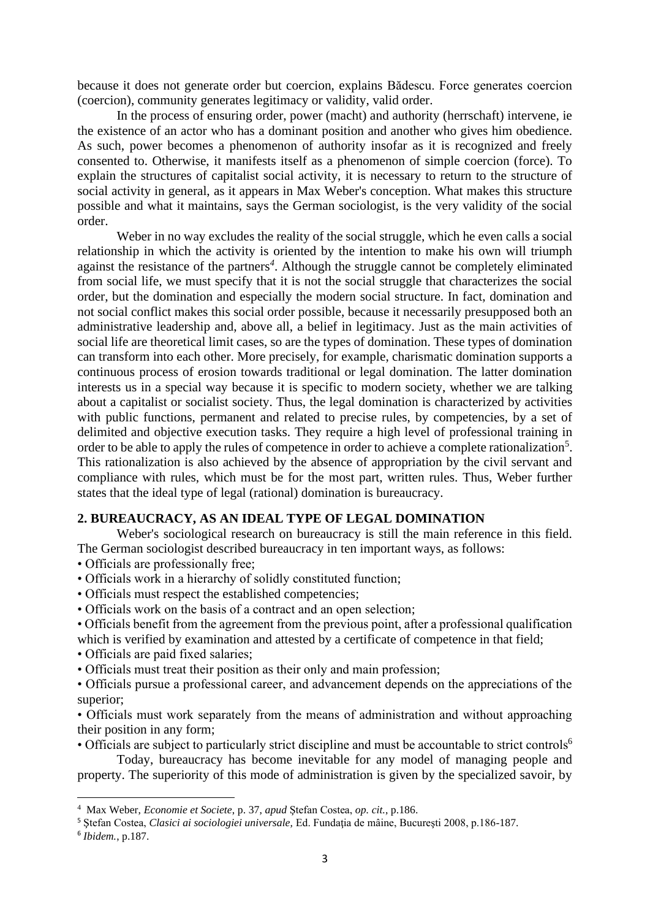because it does not generate order but coercion, explains Bădescu. Force generates coercion (coercion), community generates legitimacy or validity, valid order.

In the process of ensuring order, power (macht) and authority (herrschaft) intervene, ie the existence of an actor who has a dominant position and another who gives him obedience. As such, power becomes a phenomenon of authority insofar as it is recognized and freely consented to. Otherwise, it manifests itself as a phenomenon of simple coercion (force). To explain the structures of capitalist social activity, it is necessary to return to the structure of social activity in general, as it appears in Max Weber's conception. What makes this structure possible and what it maintains, says the German sociologist, is the very validity of the social order.

Weber in no way excludes the reality of the social struggle, which he even calls a social relationship in which the activity is oriented by the intention to make his own will triumph against the resistance of the partners[4]. Although the struggle cannot be completely eliminated from social life, we must specify that it is not the social struggle that characterizes the social order, but the domination and especially the modern social structure. In fact, domination and not social conflict makes this social order possible, because it necessarily presupposed both an administrative leadership and, above all, a belief in legitimacy. Just as the main activities of social life are theoretical limit cases, so are the types of domination. These types of domination can transform into each other. More precisely, for example, charismatic domination supports a continuous process of erosion towards traditional or legal domination. The latter domination interests us in a special way because it is specific to modern society, whether we are talking about a capitalist or socialist society. Thus, the legal domination is characterized by activities with public functions, permanent and related to precise rules, by competencies, by a set of delimited and objective execution tasks. They require a high level of professional training in order to be able to apply the rules of competence in order to achieve a complete rationalization[5]. This rationalization is also achieved by the absence of appropriation by the civil servant and compliance with rules, which must be for the most part, written rules. Thus, Weber further states that the ideal type of legal (rational) domination is bureaucracy.

## 2. BUREAUCRACY, AS AN IDEAL TYPE OF LEGAL DOMINATION

Weber's sociological research on bureaucracy is still the main reference in this field. The German sociologist described bureaucracy in ten important ways, as follows:

- Officials are professionally free;
- Officials work in a hierarchy of solidly constituted function;
- Officials must respect the established competencies;
- Officials work on the basis of a contract and an open selection;
- Officials benefit from the agreement from the previous point, after a professional qualification which is verified by examination and attested by a certificate of competence in that field;
- Officials are paid fixed salaries;
- Officials must treat their position as their only and main profession;
- Officials pursue a professional career, and advancement depends on the appreciations of the superior;
- Officials must work separately from the means of administration and without approaching their position in any form;
- Officials are subject to particularly strict discipline and must be accountable to strict controls[6]

Today, bureaucracy has become inevitable for any model of managing people and property. The superiority of this mode of administration is given by the specialized savoir, by

---

[4] Max Weber, *Economie et Societe*, p. 37, *apud* Ştefan Costea, *op. cit.*, p.186.

[5] Ştefan Costea, *Clasici ai sociologiei universale,* Ed. Fundaţia de mâine, Bucureşti 2008, p.186-187.

[6] *Ibidem.*, p.187.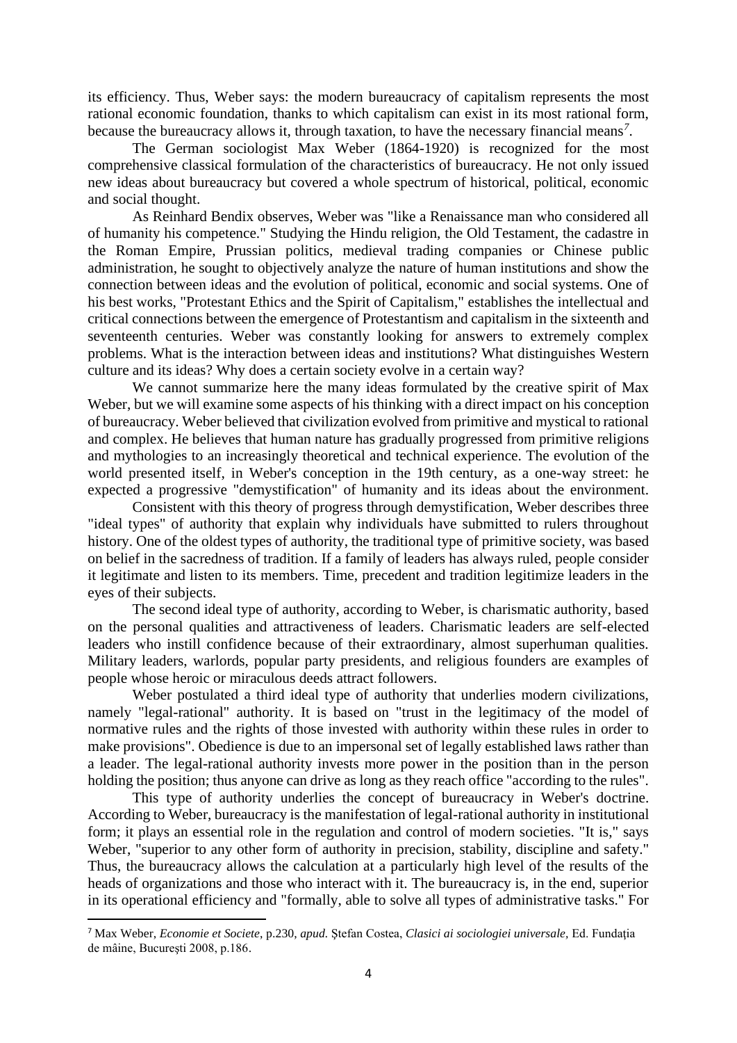its efficiency. Thus, Weber says: the modern bureaucracy of capitalism represents the most rational economic foundation, thanks to which capitalism can exist in its most rational form, because the bureaucracy allows it, through taxation, to have the necessary financial means[7].

The German sociologist Max Weber (1864-1920) is recognized for the most comprehensive classical formulation of the characteristics of bureaucracy. He not only issued new ideas about bureaucracy but covered a whole spectrum of historical, political, economic and social thought.

As Reinhard Bendix observes, Weber was "like a Renaissance man who considered all of humanity his competence." Studying the Hindu religion, the Old Testament, the cadastre in the Roman Empire, Prussian politics, medieval trading companies or Chinese public administration, he sought to objectively analyze the nature of human institutions and show the connection between ideas and the evolution of political, economic and social systems. One of his best works, "Protestant Ethics and the Spirit of Capitalism," establishes the intellectual and critical connections between the emergence of Protestantism and capitalism in the sixteenth and seventeenth centuries. Weber was constantly looking for answers to extremely complex problems. What is the interaction between ideas and institutions? What distinguishes Western culture and its ideas? Why does a certain society evolve in a certain way?

We cannot summarize here the many ideas formulated by the creative spirit of Max Weber, but we will examine some aspects of his thinking with a direct impact on his conception of bureaucracy. Weber believed that civilization evolved from primitive and mystical to rational and complex. He believes that human nature has gradually progressed from primitive religions and mythologies to an increasingly theoretical and technical experience. The evolution of the world presented itself, in Weber's conception in the 19th century, as a one-way street: he expected a progressive "demystification" of humanity and its ideas about the environment.

Consistent with this theory of progress through demystification, Weber describes three "ideal types" of authority that explain why individuals have submitted to rulers throughout history. One of the oldest types of authority, the traditional type of primitive society, was based on belief in the sacredness of tradition. If a family of leaders has always ruled, people consider it legitimate and listen to its members. Time, precedent and tradition legitimize leaders in the eyes of their subjects.

The second ideal type of authority, according to Weber, is charismatic authority, based on the personal qualities and attractiveness of leaders. Charismatic leaders are self-elected leaders who instill confidence because of their extraordinary, almost superhuman qualities. Military leaders, warlords, popular party presidents, and religious founders are examples of people whose heroic or miraculous deeds attract followers.

Weber postulated a third ideal type of authority that underlies modern civilizations, namely "legal-rational" authority. It is based on "trust in the legitimacy of the model of normative rules and the rights of those invested with authority within these rules in order to make provisions". Obedience is due to an impersonal set of legally established laws rather than a leader. The legal-rational authority invests more power in the position than in the person holding the position; thus anyone can drive as long as they reach office "according to the rules".

This type of authority underlies the concept of bureaucracy in Weber's doctrine. According to Weber, bureaucracy is the manifestation of legal-rational authority in institutional form; it plays an essential role in the regulation and control of modern societies. "It is," says Weber, "superior to any other form of authority in precision, stability, discipline and safety." Thus, the bureaucracy allows the calculation at a particularly high level of the results of the heads of organizations and those who interact with it. The bureaucracy is, in the end, superior in its operational efficiency and "formally, able to solve all types of administrative tasks." For

[7] Max Weber, *Economie et Societe*, p.230, *apud.* Ștefan Costea, *Clasici ai sociologiei universale,* Ed. Fundația de mâine, București 2008, p.186.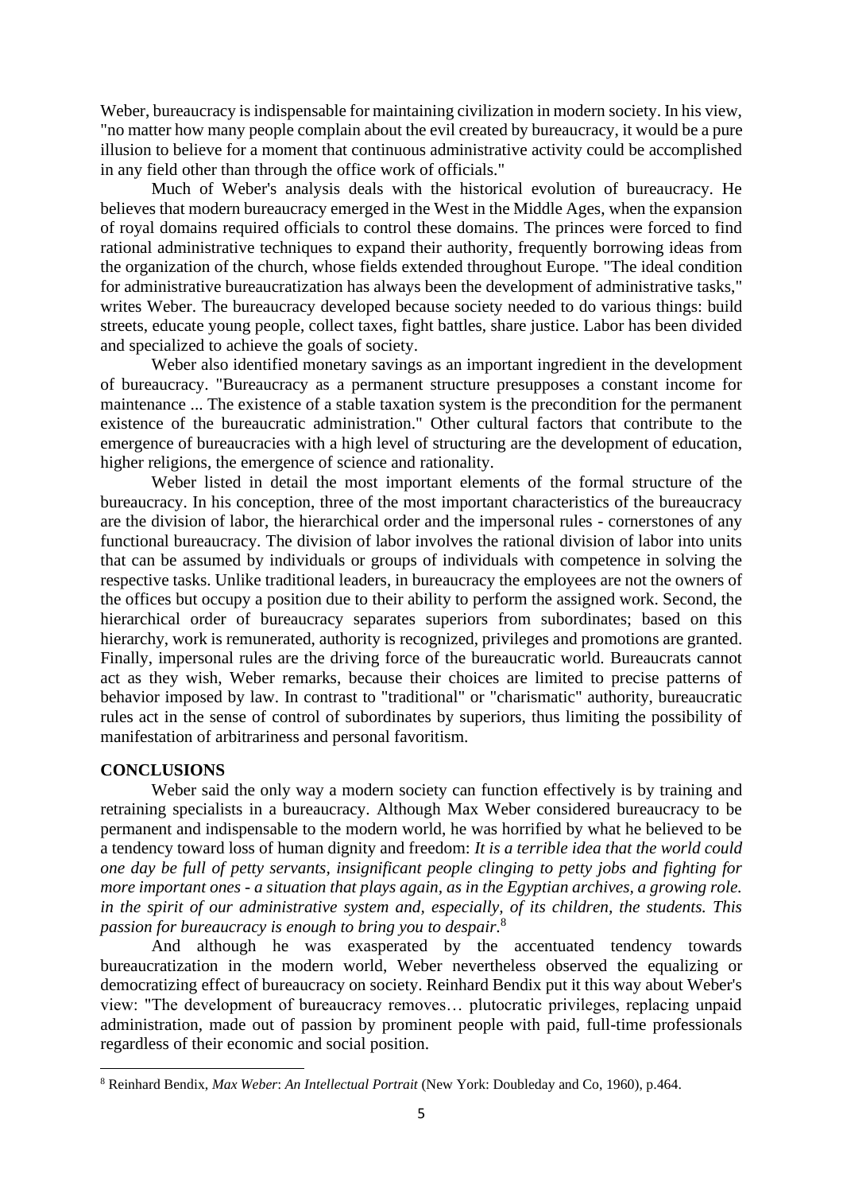Weber, bureaucracy is indispensable for maintaining civilization in modern society. In his view, "no matter how many people complain about the evil created by bureaucracy, it would be a pure illusion to believe for a moment that continuous administrative activity could be accomplished in any field other than through the office work of officials."

Much of Weber's analysis deals with the historical evolution of bureaucracy. He believes that modern bureaucracy emerged in the West in the Middle Ages, when the expansion of royal domains required officials to control these domains. The princes were forced to find rational administrative techniques to expand their authority, frequently borrowing ideas from the organization of the church, whose fields extended throughout Europe. "The ideal condition for administrative bureaucratization has always been the development of administrative tasks," writes Weber. The bureaucracy developed because society needed to do various things: build streets, educate young people, collect taxes, fight battles, share justice. Labor has been divided and specialized to achieve the goals of society.

Weber also identified monetary savings as an important ingredient in the development of bureaucracy. "Bureaucracy as a permanent structure presupposes a constant income for maintenance ... The existence of a stable taxation system is the precondition for the permanent existence of the bureaucratic administration." Other cultural factors that contribute to the emergence of bureaucracies with a high level of structuring are the development of education, higher religions, the emergence of science and rationality.

Weber listed in detail the most important elements of the formal structure of the bureaucracy. In his conception, three of the most important characteristics of the bureaucracy are the division of labor, the hierarchical order and the impersonal rules - cornerstones of any functional bureaucracy. The division of labor involves the rational division of labor into units that can be assumed by individuals or groups of individuals with competence in solving the respective tasks. Unlike traditional leaders, in bureaucracy the employees are not the owners of the offices but occupy a position due to their ability to perform the assigned work. Second, the hierarchical order of bureaucracy separates superiors from subordinates; based on this hierarchy, work is remunerated, authority is recognized, privileges and promotions are granted. Finally, impersonal rules are the driving force of the bureaucratic world. Bureaucrats cannot act as they wish, Weber remarks, because their choices are limited to precise patterns of behavior imposed by law. In contrast to "traditional" or "charismatic" authority, bureaucratic rules act in the sense of control of subordinates by superiors, thus limiting the possibility of manifestation of arbitrariness and personal favoritism.

**CONCLUSIONS**

Weber said the only way a modern society can function effectively is by training and retraining specialists in a bureaucracy. Although Max Weber considered bureaucracy to be permanent and indispensable to the modern world, he was horrified by what he believed to be a tendency toward loss of human dignity and freedom: *It is a terrible idea that the world could one day be full of petty servants, insignificant people clinging to petty jobs and fighting for more important ones - a situation that plays again, as in the Egyptian archives, a growing role. in the spirit of our administrative system and, especially, of its children, the students. This passion for bureaucracy is enough to bring you to despair*.[8]

And although he was exasperated by the accentuated tendency towards bureaucratization in the modern world, Weber nevertheless observed the equalizing or democratizing effect of bureaucracy on society. Reinhard Bendix put it this way about Weber's view: "The development of bureaucracy removes… plutocratic privileges, replacing unpaid administration, made out of passion by prominent people with paid, full-time professionals regardless of their economic and social position.

---

[8] Reinhard Bendix, *Max Weber*: *An Intellectual Portrait* (New York: Doubleday and Co, 1960), p.464.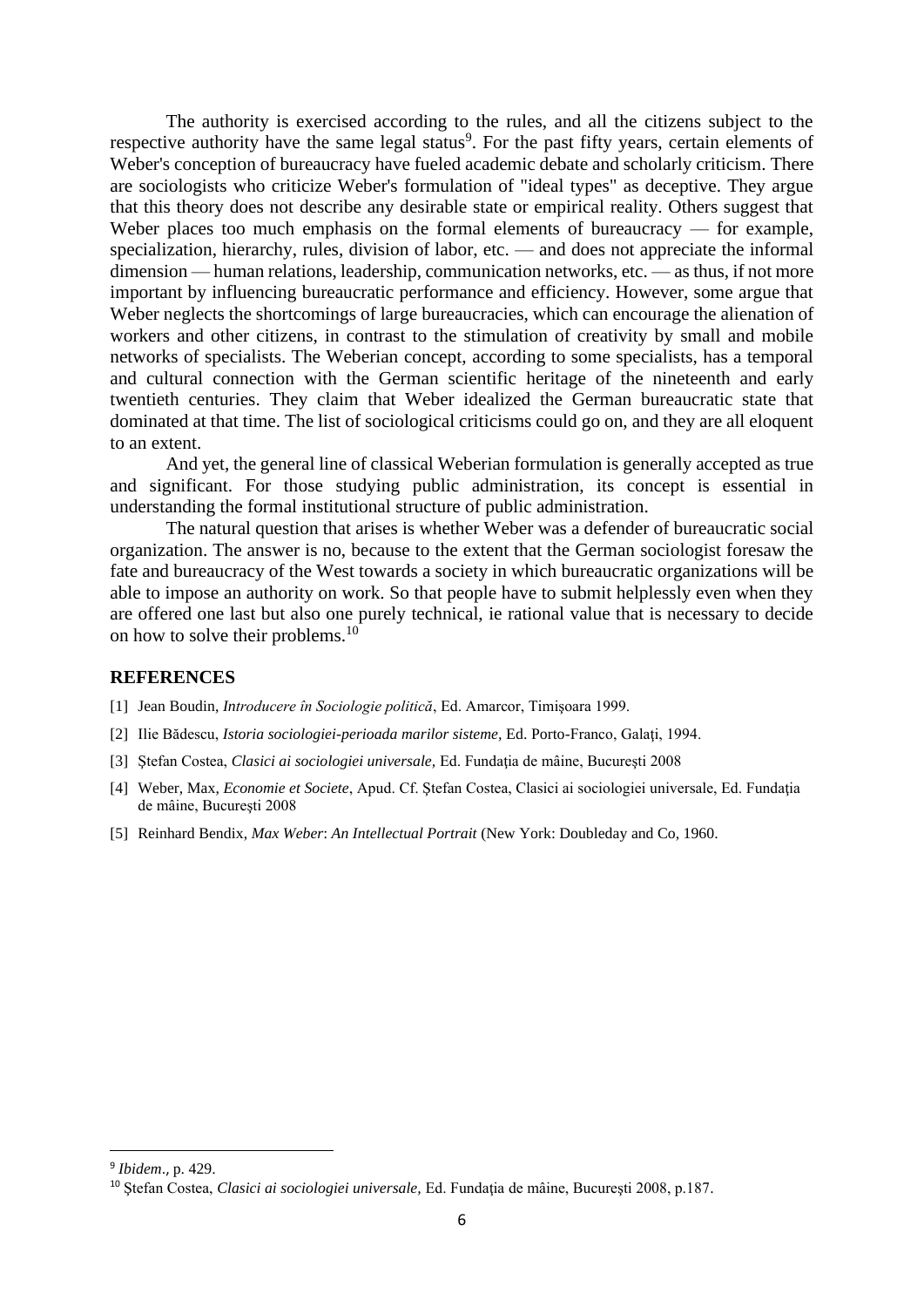The authority is exercised according to the rules, and all the citizens subject to the respective authority have the same legal status[9]. For the past fifty years, certain elements of Weber's conception of bureaucracy have fueled academic debate and scholarly criticism. There are sociologists who criticize Weber's formulation of "ideal types" as deceptive. They argue that this theory does not describe any desirable state or empirical reality. Others suggest that Weber places too much emphasis on the formal elements of bureaucracy — for example, specialization, hierarchy, rules, division of labor, etc. — and does not appreciate the informal dimension — human relations, leadership, communication networks, etc. — as thus, if not more important by influencing bureaucratic performance and efficiency. However, some argue that Weber neglects the shortcomings of large bureaucracies, which can encourage the alienation of workers and other citizens, in contrast to the stimulation of creativity by small and mobile networks of specialists. The Weberian concept, according to some specialists, has a temporal and cultural connection with the German scientific heritage of the nineteenth and early twentieth centuries. They claim that Weber idealized the German bureaucratic state that dominated at that time. The list of sociological criticisms could go on, and they are all eloquent to an extent.

And yet, the general line of classical Weberian formulation is generally accepted as true and significant. For those studying public administration, its concept is essential in understanding the formal institutional structure of public administration.

The natural question that arises is whether Weber was a defender of bureaucratic social organization. The answer is no, because to the extent that the German sociologist foresaw the fate and bureaucracy of the West towards a society in which bureaucratic organizations will be able to impose an authority on work. So that people have to submit helplessly even when they are offered one last but also one purely technical, ie rational value that is necessary to decide on how to solve their problems.[10]

## REFERENCES

[1] Jean Boudin, *Introducere în Sociologie politică*, Ed. Amarcor, Timişoara 1999.

[2] Ilie Bădescu, *Istoria sociologiei-perioada marilor sisteme*, Ed. Porto-Franco, Galați, 1994.

[3] Ștefan Costea, *Clasici ai sociologiei universale,* Ed. Fundația de mâine, București 2008

[4] Weber, Max, *Economie et Societe*, Apud. Cf. Ștefan Costea, Clasici ai sociologiei universale, Ed. Fundația de mâine, Bucureşti 2008

[5] Reinhard Bendix, *Max Weber*: *An Intellectual Portrait* (New York: Doubleday and Co, 1960.

---

[9] *Ibidem.,* p. 429.

[10] Ştefan Costea, *Clasici ai sociologiei universale,* Ed. Fundația de mâine, București 2008, p.187.